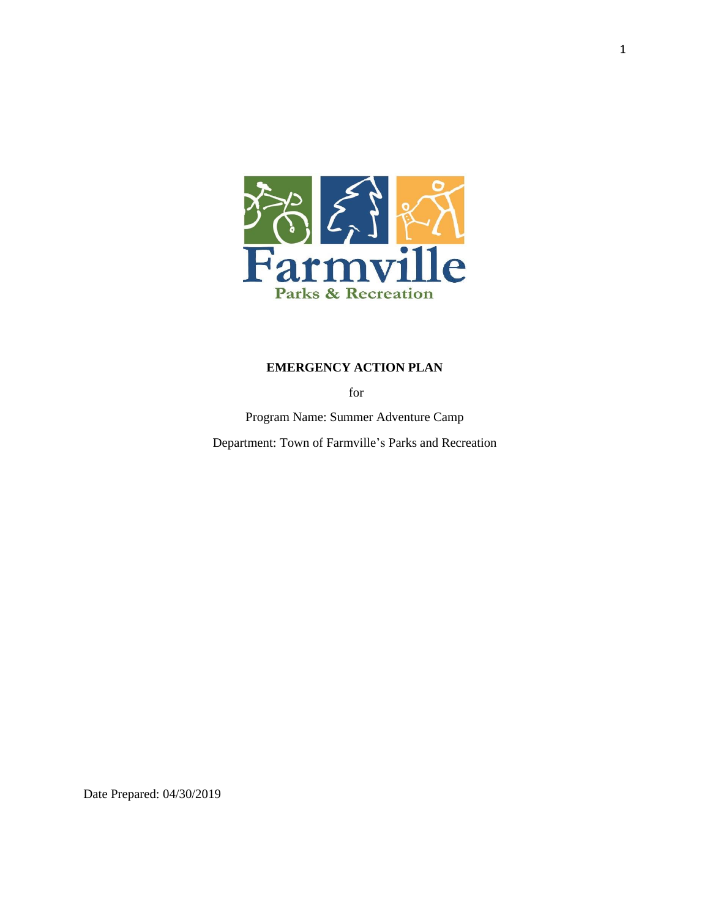Farmville

Parks & Recreation

**EMERGENCY ACTION PLAN**

for

Program Name: Summer Adventure Camp

Department: Town of Farmville's Parks and Recreation

Date Prepared: 04/30/2019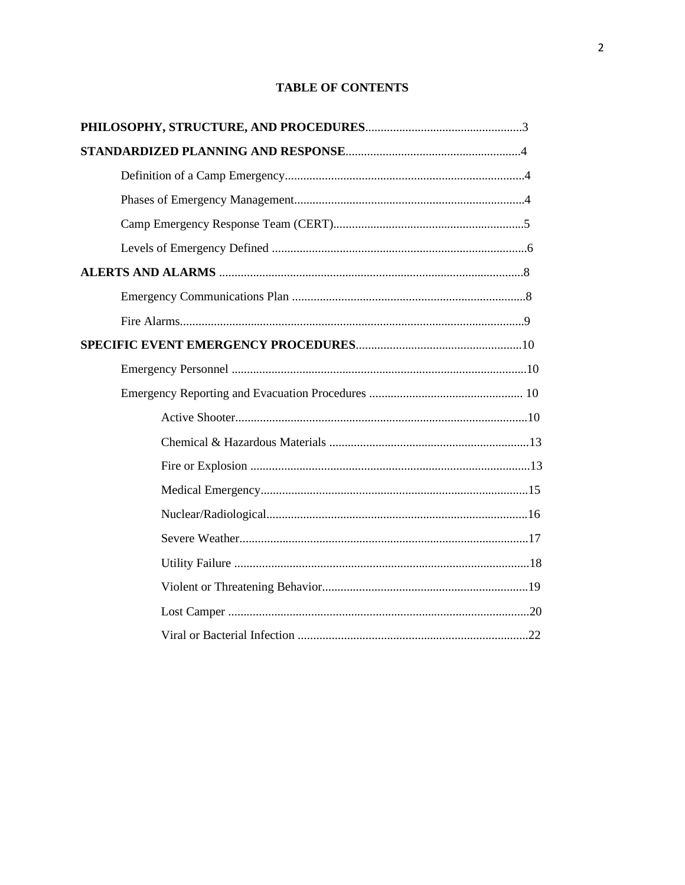# TABLE OF CONTENTS

**PHILOSOPHY, STRUCTURE, AND PROCEDURES**...................................................3

**STANDARDIZED PLANNING AND RESPONSE**.........................................................4

Definition of a Camp Emergency..............................................................................4

Phases of Emergency Management...........................................................................4

Camp Emergency Response Team (CERT)..............................................................5

Levels of Emergency Defined ...................................................................................6

**ALERTS AND ALARMS** ..................................................................................................8

Emergency Communications Plan ............................................................................8

Fire Alarms................................................................................................................9

**SPECIFIC EVENT EMERGENCY PROCEDURES**......................................................10

Emergency Personnel ................................................................................................10

Emergency Reporting and Evacuation Procedures .................................................. 10

Active Shooter...............................................................................................10

Chemical & Hazardous Materials .................................................................13

Fire or Explosion ...........................................................................................13

Medical Emergency.......................................................................................15

Nuclear/Radiological.....................................................................................16

Severe Weather..............................................................................................17

Utility Failure ................................................................................................18

Violent or Threatening Behavior...................................................................19

Lost Camper ..................................................................................................20

Viral or Bacterial Infection ...........................................................................22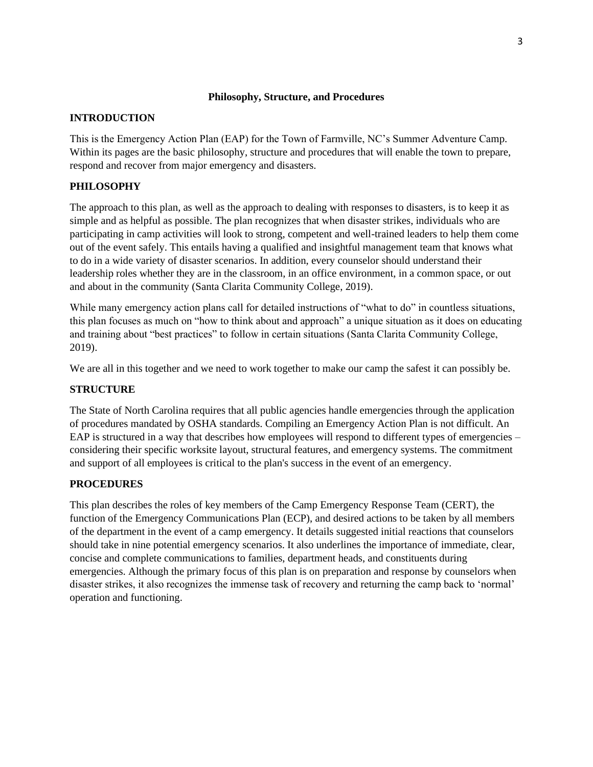## Philosophy, Structure, and Procedures

### INTRODUCTION

This is the Emergency Action Plan (EAP) for the Town of Farmville, NC's Summer Adventure Camp. Within its pages are the basic philosophy, structure and procedures that will enable the town to prepare, respond and recover from major emergency and disasters.

### PHILOSOPHY

The approach to this plan, as well as the approach to dealing with responses to disasters, is to keep it as simple and as helpful as possible. The plan recognizes that when disaster strikes, individuals who are participating in camp activities will look to strong, competent and well-trained leaders to help them come out of the event safely. This entails having a qualified and insightful management team that knows what to do in a wide variety of disaster scenarios. In addition, every counselor should understand their leadership roles whether they are in the classroom, in an office environment, in a common space, or out and about in the community (Santa Clarita Community College, 2019).

While many emergency action plans call for detailed instructions of "what to do" in countless situations, this plan focuses as much on "how to think about and approach" a unique situation as it does on educating and training about "best practices" to follow in certain situations (Santa Clarita Community College, 2019).

We are all in this together and we need to work together to make our camp the safest it can possibly be.

### STRUCTURE

The State of North Carolina requires that all public agencies handle emergencies through the application of procedures mandated by OSHA standards. Compiling an Emergency Action Plan is not difficult. An EAP is structured in a way that describes how employees will respond to different types of emergencies – considering their specific worksite layout, structural features, and emergency systems. The commitment and support of all employees is critical to the plan's success in the event of an emergency.

### PROCEDURES

This plan describes the roles of key members of the Camp Emergency Response Team (CERT), the function of the Emergency Communications Plan (ECP), and desired actions to be taken by all members of the department in the event of a camp emergency. It details suggested initial reactions that counselors should take in nine potential emergency scenarios. It also underlines the importance of immediate, clear, concise and complete communications to families, department heads, and constituents during emergencies. Although the primary focus of this plan is on preparation and response by counselors when disaster strikes, it also recognizes the immense task of recovery and returning the camp back to 'normal' operation and functioning.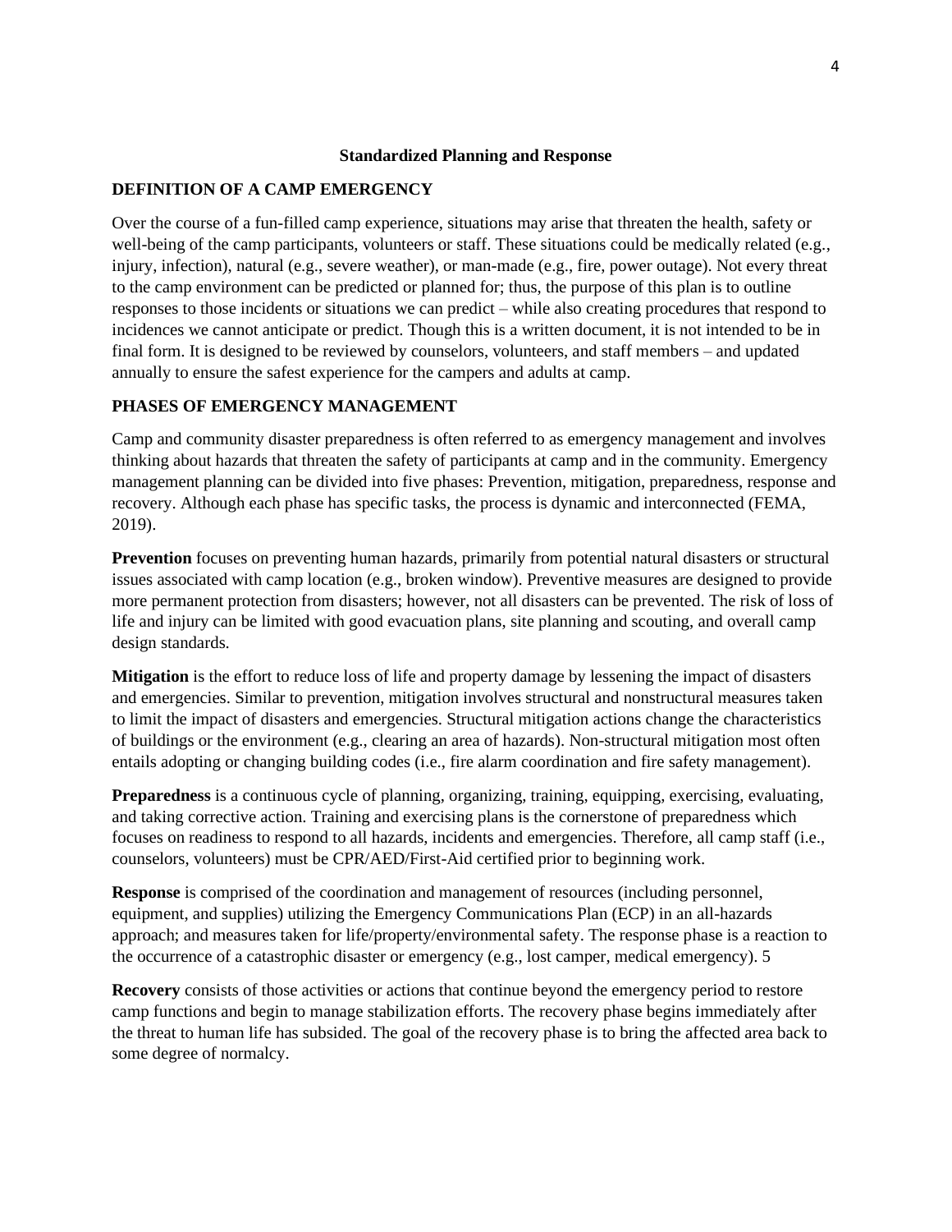## Standardized Planning and Response

### DEFINITION OF A CAMP EMERGENCY

Over the course of a fun-filled camp experience, situations may arise that threaten the health, safety or well-being of the camp participants, volunteers or staff. These situations could be medically related (e.g., injury, infection), natural (e.g., severe weather), or man-made (e.g., fire, power outage). Not every threat to the camp environment can be predicted or planned for; thus, the purpose of this plan is to outline responses to those incidents or situations we can predict – while also creating procedures that respond to incidences we cannot anticipate or predict. Though this is a written document, it is not intended to be in final form. It is designed to be reviewed by counselors, volunteers, and staff members – and updated annually to ensure the safest experience for the campers and adults at camp.

### PHASES OF EMERGENCY MANAGEMENT

Camp and community disaster preparedness is often referred to as emergency management and involves thinking about hazards that threaten the safety of participants at camp and in the community. Emergency management planning can be divided into five phases: Prevention, mitigation, preparedness, response and recovery. Although each phase has specific tasks, the process is dynamic and interconnected (FEMA, 2019).

**Prevention** focuses on preventing human hazards, primarily from potential natural disasters or structural issues associated with camp location (e.g., broken window). Preventive measures are designed to provide more permanent protection from disasters; however, not all disasters can be prevented. The risk of loss of life and injury can be limited with good evacuation plans, site planning and scouting, and overall camp design standards.

**Mitigation** is the effort to reduce loss of life and property damage by lessening the impact of disasters and emergencies. Similar to prevention, mitigation involves structural and nonstructural measures taken to limit the impact of disasters and emergencies. Structural mitigation actions change the characteristics of buildings or the environment (e.g., clearing an area of hazards). Non-structural mitigation most often entails adopting or changing building codes (i.e., fire alarm coordination and fire safety management).

**Preparedness** is a continuous cycle of planning, organizing, training, equipping, exercising, evaluating, and taking corrective action. Training and exercising plans is the cornerstone of preparedness which focuses on readiness to respond to all hazards, incidents and emergencies. Therefore, all camp staff (i.e., counselors, volunteers) must be CPR/AED/First-Aid certified prior to beginning work.

**Response** is comprised of the coordination and management of resources (including personnel, equipment, and supplies) utilizing the Emergency Communications Plan (ECP) in an all-hazards approach; and measures taken for life/property/environmental safety. The response phase is a reaction to the occurrence of a catastrophic disaster or emergency (e.g., lost camper, medical emergency). 5

**Recovery** consists of those activities or actions that continue beyond the emergency period to restore camp functions and begin to manage stabilization efforts. The recovery phase begins immediately after the threat to human life has subsided. The goal of the recovery phase is to bring the affected area back to some degree of normalcy.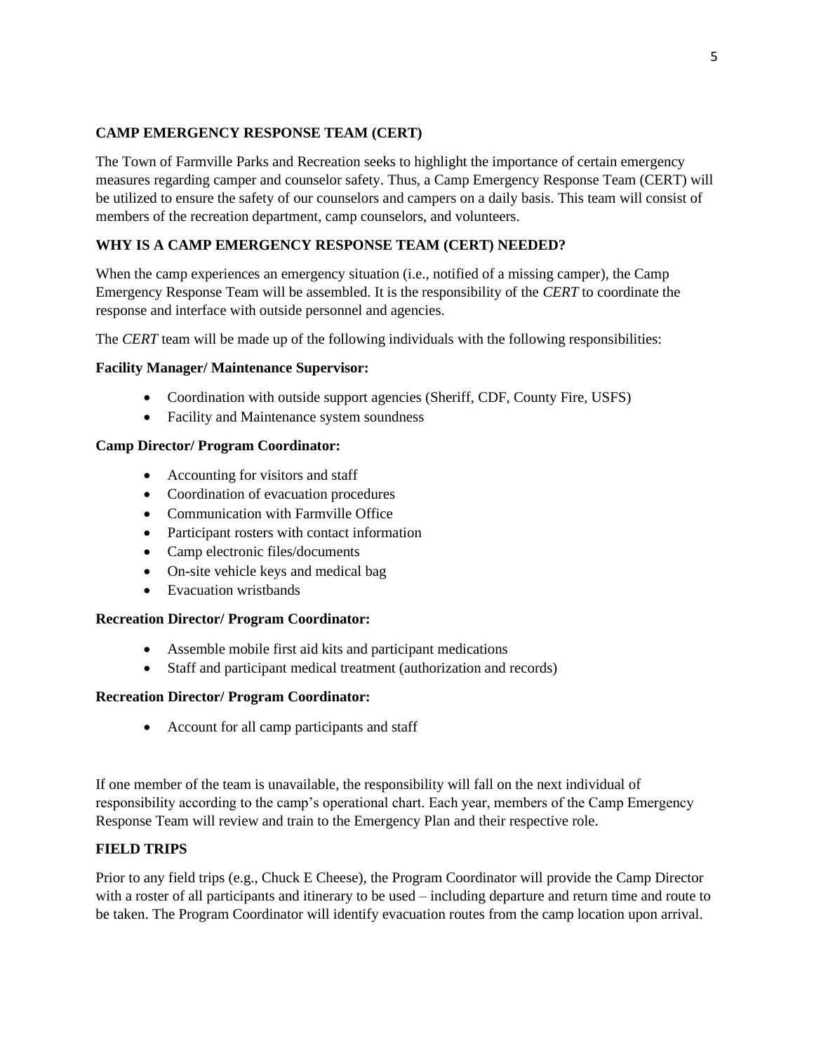**CAMP EMERGENCY RESPONSE TEAM (CERT)**

The Town of Farmville Parks and Recreation seeks to highlight the importance of certain emergency measures regarding camper and counselor safety. Thus, a Camp Emergency Response Team (CERT) will be utilized to ensure the safety of our counselors and campers on a daily basis. This team will consist of members of the recreation department, camp counselors, and volunteers.

**WHY IS A CAMP EMERGENCY RESPONSE TEAM (CERT) NEEDED?**

When the camp experiences an emergency situation (i.e., notified of a missing camper), the Camp Emergency Response Team will be assembled. It is the responsibility of the *CERT* to coordinate the response and interface with outside personnel and agencies.

The *CERT* team will be made up of the following individuals with the following responsibilities:

**Facility Manager/ Maintenance Supervisor:**

- Coordination with outside support agencies (Sheriff, CDF, County Fire, USFS)
- Facility and Maintenance system soundness

**Camp Director/ Program Coordinator:**

- Accounting for visitors and staff
- Coordination of evacuation procedures
- Communication with Farmville Office
- Participant rosters with contact information
- Camp electronic files/documents
- On-site vehicle keys and medical bag
- Evacuation wristbands

**Recreation Director/ Program Coordinator:**

- Assemble mobile first aid kits and participant medications
- Staff and participant medical treatment (authorization and records)

**Recreation Director/ Program Coordinator:**

- Account for all camp participants and staff

If one member of the team is unavailable, the responsibility will fall on the next individual of responsibility according to the camp's operational chart. Each year, members of the Camp Emergency Response Team will review and train to the Emergency Plan and their respective role.

**FIELD TRIPS**

Prior to any field trips (e.g., Chuck E Cheese), the Program Coordinator will provide the Camp Director with a roster of all participants and itinerary to be used – including departure and return time and route to be taken. The Program Coordinator will identify evacuation routes from the camp location upon arrival.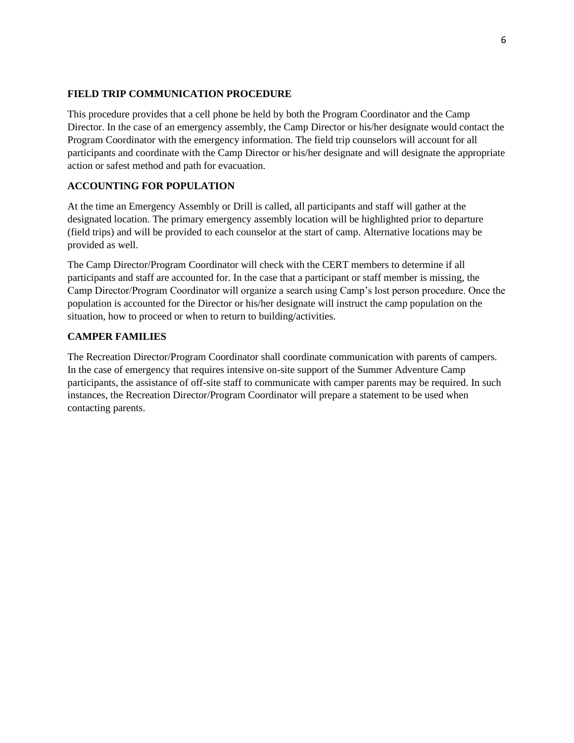### FIELD TRIP COMMUNICATION PROCEDURE

This procedure provides that a cell phone be held by both the Program Coordinator and the Camp Director. In the case of an emergency assembly, the Camp Director or his/her designate would contact the Program Coordinator with the emergency information. The field trip counselors will account for all participants and coordinate with the Camp Director or his/her designate and will designate the appropriate action or safest method and path for evacuation.

### ACCOUNTING FOR POPULATION

At the time an Emergency Assembly or Drill is called, all participants and staff will gather at the designated location. The primary emergency assembly location will be highlighted prior to departure (field trips) and will be provided to each counselor at the start of camp. Alternative locations may be provided as well.

The Camp Director/Program Coordinator will check with the CERT members to determine if all participants and staff are accounted for. In the case that a participant or staff member is missing, the Camp Director/Program Coordinator will organize a search using Camp's lost person procedure. Once the population is accounted for the Director or his/her designate will instruct the camp population on the situation, how to proceed or when to return to building/activities.

### CAMPER FAMILIES

The Recreation Director/Program Coordinator shall coordinate communication with parents of campers. In the case of emergency that requires intensive on-site support of the Summer Adventure Camp participants, the assistance of off-site staff to communicate with camper parents may be required. In such instances, the Recreation Director/Program Coordinator will prepare a statement to be used when contacting parents.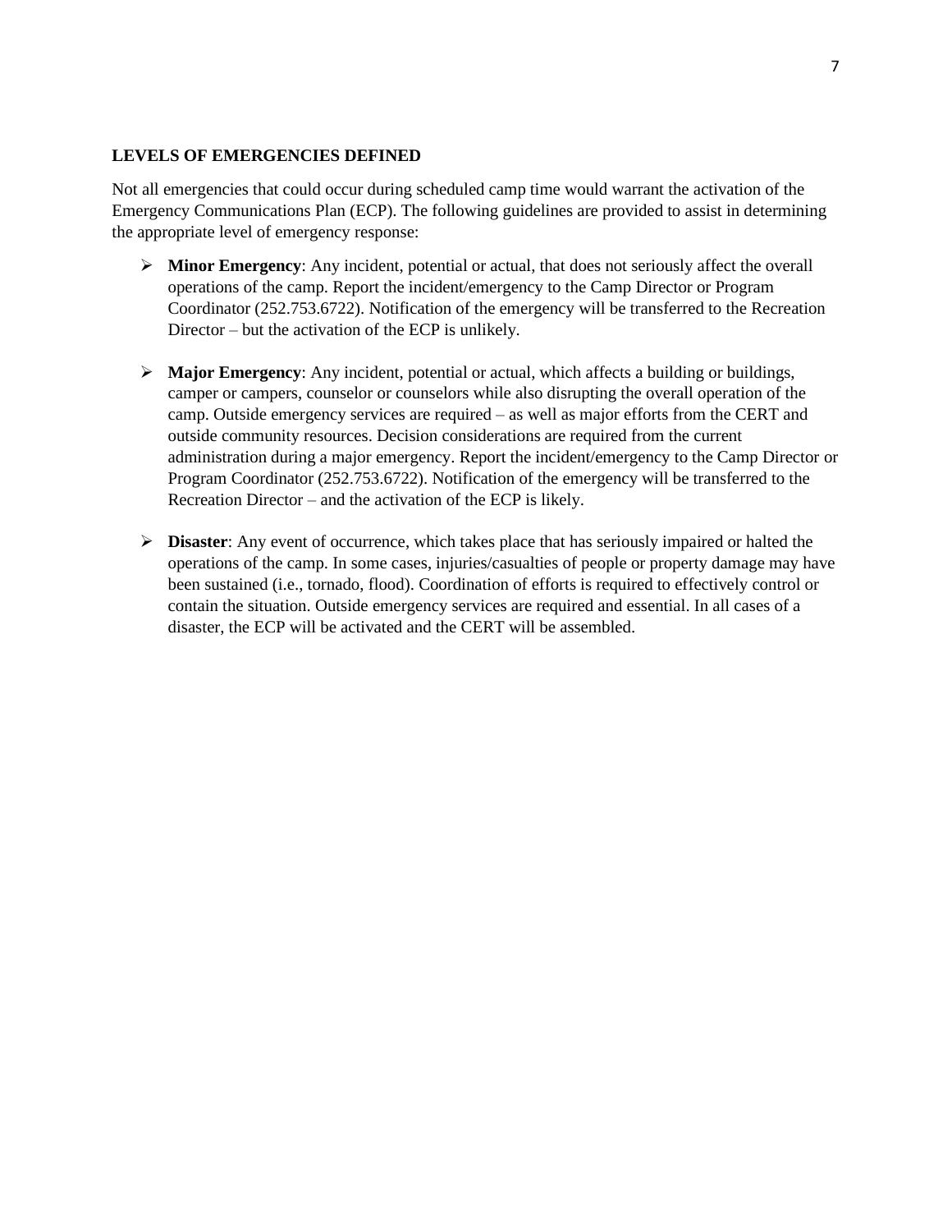## LEVELS OF EMERGENCIES DEFINED

Not all emergencies that could occur during scheduled camp time would warrant the activation of the Emergency Communications Plan (ECP). The following guidelines are provided to assist in determining the appropriate level of emergency response:

- **Minor Emergency**: Any incident, potential or actual, that does not seriously affect the overall operations of the camp. Report the incident/emergency to the Camp Director or Program Coordinator (252.753.6722). Notification of the emergency will be transferred to the Recreation Director – but the activation of the ECP is unlikely.

- **Major Emergency**: Any incident, potential or actual, which affects a building or buildings, camper or campers, counselor or counselors while also disrupting the overall operation of the camp. Outside emergency services are required – as well as major efforts from the CERT and outside community resources. Decision considerations are required from the current administration during a major emergency. Report the incident/emergency to the Camp Director or Program Coordinator (252.753.6722). Notification of the emergency will be transferred to the Recreation Director – and the activation of the ECP is likely.

- **Disaster**: Any event of occurrence, which takes place that has seriously impaired or halted the operations of the camp. In some cases, injuries/casualties of people or property damage may have been sustained (i.e., tornado, flood). Coordination of efforts is required to effectively control or contain the situation. Outside emergency services are required and essential. In all cases of a disaster, the ECP will be activated and the CERT will be assembled.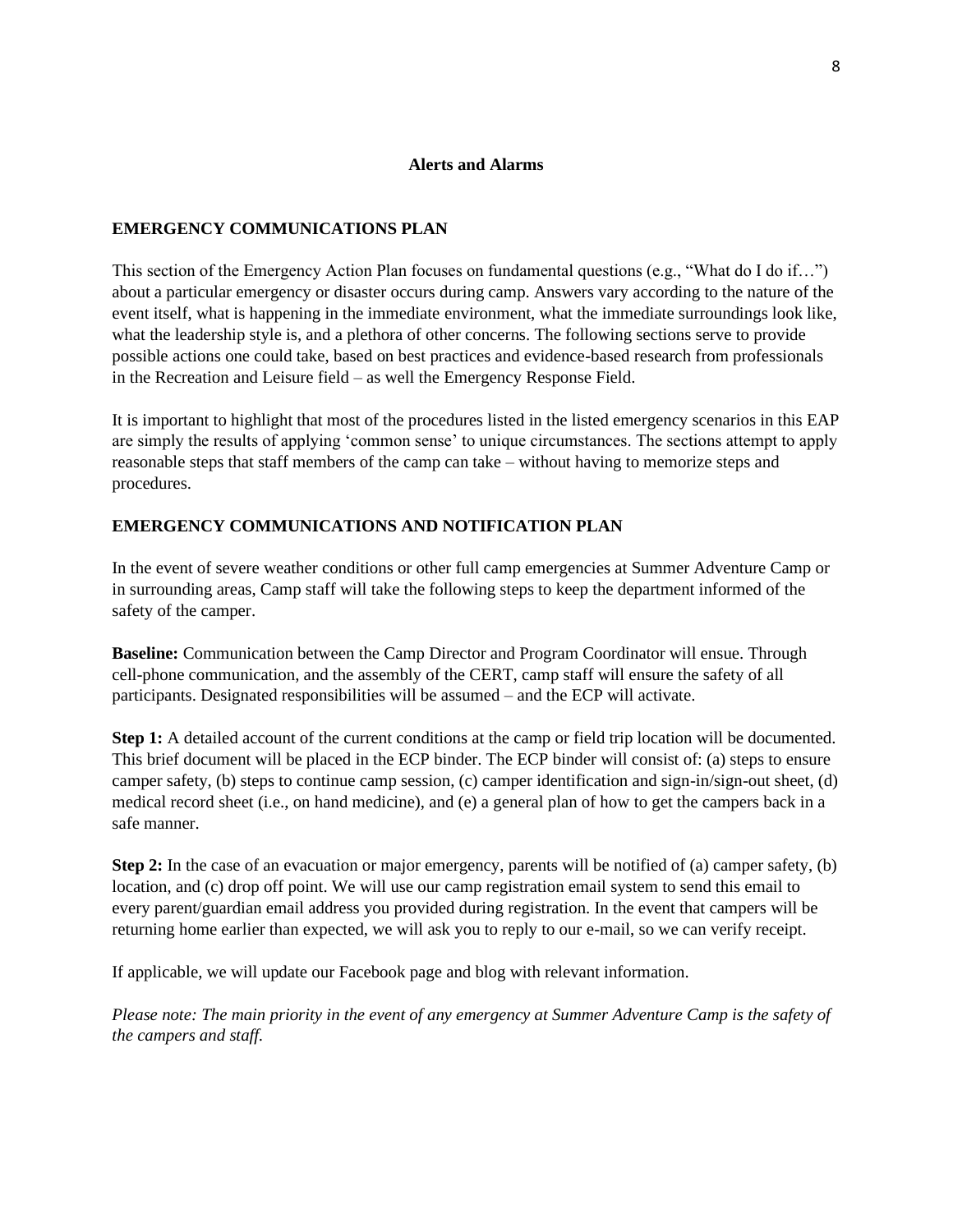## Alerts and Alarms

### EMERGENCY COMMUNICATIONS PLAN

This section of the Emergency Action Plan focuses on fundamental questions (e.g., "What do I do if…") about a particular emergency or disaster occurs during camp. Answers vary according to the nature of the event itself, what is happening in the immediate environment, what the immediate surroundings look like, what the leadership style is, and a plethora of other concerns. The following sections serve to provide possible actions one could take, based on best practices and evidence-based research from professionals in the Recreation and Leisure field – as well the Emergency Response Field.

It is important to highlight that most of the procedures listed in the listed emergency scenarios in this EAP are simply the results of applying 'common sense' to unique circumstances. The sections attempt to apply reasonable steps that staff members of the camp can take – without having to memorize steps and procedures.

### EMERGENCY COMMUNICATIONS AND NOTIFICATION PLAN

In the event of severe weather conditions or other full camp emergencies at Summer Adventure Camp or in surrounding areas, Camp staff will take the following steps to keep the department informed of the safety of the camper.

**Baseline:** Communication between the Camp Director and Program Coordinator will ensue. Through cell-phone communication, and the assembly of the CERT, camp staff will ensure the safety of all participants. Designated responsibilities will be assumed – and the ECP will activate.

**Step 1:** A detailed account of the current conditions at the camp or field trip location will be documented. This brief document will be placed in the ECP binder. The ECP binder will consist of: (a) steps to ensure camper safety, (b) steps to continue camp session, (c) camper identification and sign-in/sign-out sheet, (d) medical record sheet (i.e., on hand medicine), and (e) a general plan of how to get the campers back in a safe manner.

**Step 2:** In the case of an evacuation or major emergency, parents will be notified of (a) camper safety, (b) location, and (c) drop off point. We will use our camp registration email system to send this email to every parent/guardian email address you provided during registration. In the event that campers will be returning home earlier than expected, we will ask you to reply to our e-mail, so we can verify receipt.

If applicable, we will update our Facebook page and blog with relevant information.

*Please note: The main priority in the event of any emergency at Summer Adventure Camp is the safety of the campers and staff.*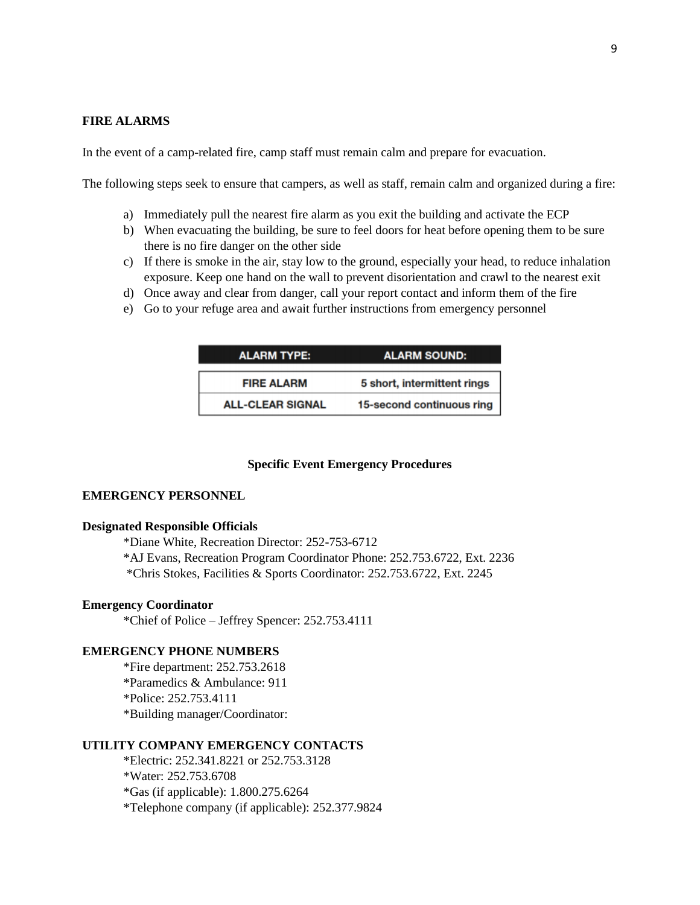**FIRE ALARMS**

In the event of a camp-related fire, camp staff must remain calm and prepare for evacuation.

The following steps seek to ensure that campers, as well as staff, remain calm and organized during a fire:

a) Immediately pull the nearest fire alarm as you exit the building and activate the ECP
b) When evacuating the building, be sure to feel doors for heat before opening them to be sure there is no fire danger on the other side
c) If there is smoke in the air, stay low to the ground, especially your head, to reduce inhalation exposure. Keep one hand on the wall to prevent disorientation and crawl to the nearest exit
d) Once away and clear from danger, call your report contact and inform them of the fire
e) Go to your refuge area and await further instructions from emergency personnel

| ALARM TYPE: | ALARM SOUND: |
|---|---|
| FIRE ALARM | 5 short, intermittent rings |
| ALL-CLEAR SIGNAL | 15-second continuous ring |

**Specific Event Emergency Procedures**

**EMERGENCY PERSONNEL**

**Designated Responsible Officials**

*Diane White, Recreation Director: 252-753-6712
*AJ Evans, Recreation Program Coordinator Phone: 252.753.6722, Ext. 2236
*Chris Stokes, Facilities & Sports Coordinator: 252.753.6722, Ext. 2245

**Emergency Coordinator**

*Chief of Police – Jeffrey Spencer: 252.753.4111

**EMERGENCY PHONE NUMBERS**

*Fire department: 252.753.2618
*Paramedics & Ambulance: 911
*Police: 252.753.4111
*Building manager/Coordinator:

**UTILITY COMPANY EMERGENCY CONTACTS**

*Electric: 252.341.8221 or 252.753.3128
*Water: 252.753.6708
*Gas (if applicable): 1.800.275.6264
*Telephone company (if applicable): 252.377.9824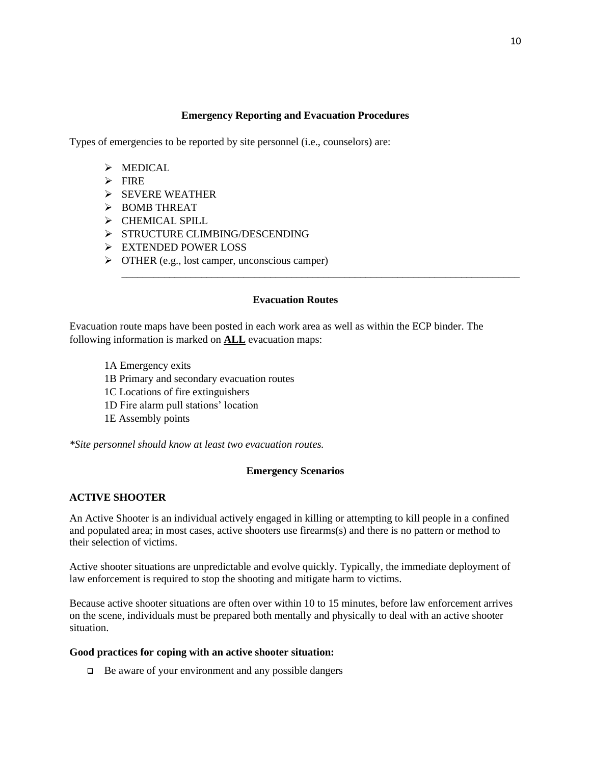## Emergency Reporting and Evacuation Procedures

Types of emergencies to be reported by site personnel (i.e., counselors) are:

- MEDICAL
- FIRE
- SEVERE WEATHER
- BOMB THREAT
- CHEMICAL SPILL
- STRUCTURE CLIMBING/DESCENDING
- EXTENDED POWER LOSS
- OTHER (e.g., lost camper, unconscious camper)

---

## Evacuation Routes

Evacuation route maps have been posted in each work area as well as within the ECP binder. The following information is marked on **ALL** evacuation maps:

1A Emergency exits
1B Primary and secondary evacuation routes
1C Locations of fire extinguishers
1D Fire alarm pull stations' location
1E Assembly points

*\*Site personnel should know at least two evacuation routes.*

## Emergency Scenarios

### ACTIVE SHOOTER

An Active Shooter is an individual actively engaged in killing or attempting to kill people in a confined and populated area; in most cases, active shooters use firearms(s) and there is no pattern or method to their selection of victims.

Active shooter situations are unpredictable and evolve quickly. Typically, the immediate deployment of law enforcement is required to stop the shooting and mitigate harm to victims.

Because active shooter situations are often over within 10 to 15 minutes, before law enforcement arrives on the scene, individuals must be prepared both mentally and physically to deal with an active shooter situation.

**Good practices for coping with an active shooter situation:**

- Be aware of your environment and any possible dangers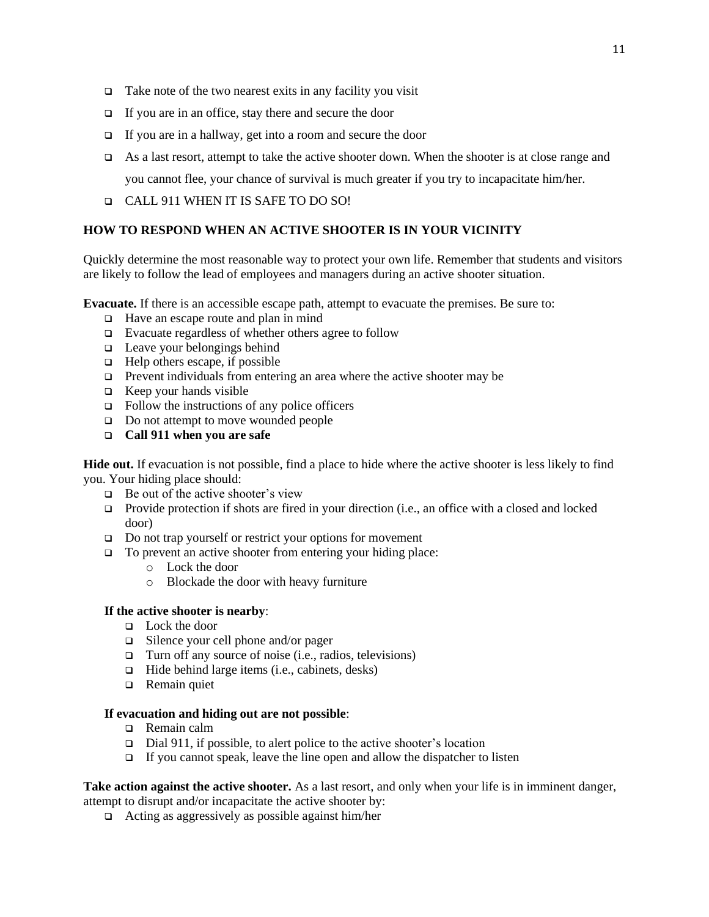- Take note of the two nearest exits in any facility you visit
- If you are in an office, stay there and secure the door
- If you are in a hallway, get into a room and secure the door
- As a last resort, attempt to take the active shooter down. When the shooter is at close range and you cannot flee, your chance of survival is much greater if you try to incapacitate him/her.
- CALL 911 WHEN IT IS SAFE TO DO SO!

**HOW TO RESPOND WHEN AN ACTIVE SHOOTER IS IN YOUR VICINITY**

Quickly determine the most reasonable way to protect your own life. Remember that students and visitors are likely to follow the lead of employees and managers during an active shooter situation.

**Evacuate.** If there is an accessible escape path, attempt to evacuate the premises. Be sure to:

- Have an escape route and plan in mind
- Evacuate regardless of whether others agree to follow
- Leave your belongings behind
- Help others escape, if possible
- Prevent individuals from entering an area where the active shooter may be
- Keep your hands visible
- Follow the instructions of any police officers
- Do not attempt to move wounded people
- **Call 911 when you are safe**

**Hide out.** If evacuation is not possible, find a place to hide where the active shooter is less likely to find you. Your hiding place should:

- Be out of the active shooter's view
- Provide protection if shots are fired in your direction (i.e., an office with a closed and locked door)
- Do not trap yourself or restrict your options for movement
- To prevent an active shooter from entering your hiding place:
    - Lock the door
    - Blockade the door with heavy furniture

**If the active shooter is nearby**:

- Lock the door
- Silence your cell phone and/or pager
- Turn off any source of noise (i.e., radios, televisions)
- Hide behind large items (i.e., cabinets, desks)
- Remain quiet

**If evacuation and hiding out are not possible**:

- Remain calm
- Dial 911, if possible, to alert police to the active shooter's location
- If you cannot speak, leave the line open and allow the dispatcher to listen

**Take action against the active shooter.** As a last resort, and only when your life is in imminent danger, attempt to disrupt and/or incapacitate the active shooter by:

- Acting as aggressively as possible against him/her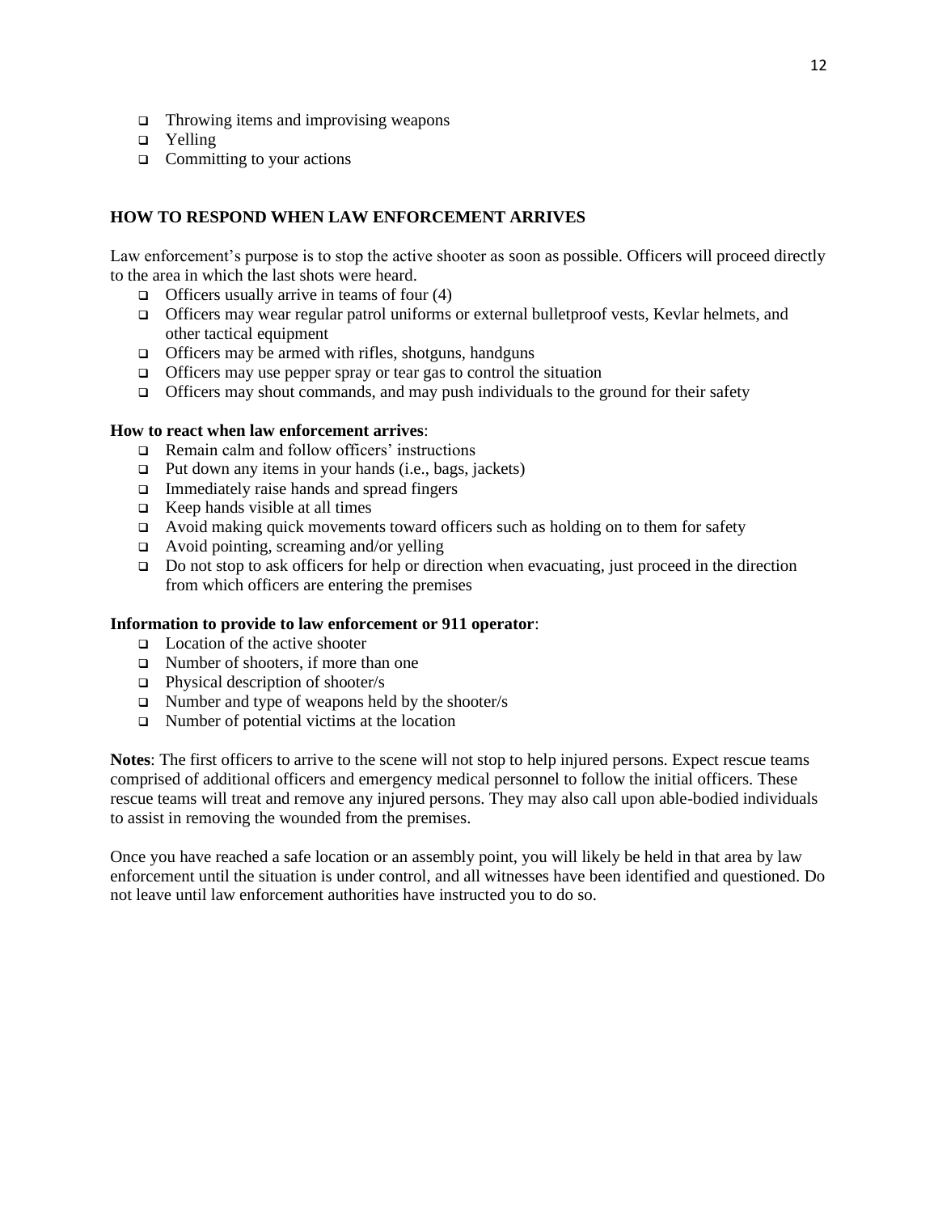- Throwing items and improvising weapons
- Yelling
- Committing to your actions

## HOW TO RESPOND WHEN LAW ENFORCEMENT ARRIVES

Law enforcement's purpose is to stop the active shooter as soon as possible. Officers will proceed directly to the area in which the last shots were heard.

- Officers usually arrive in teams of four (4)
- Officers may wear regular patrol uniforms or external bulletproof vests, Kevlar helmets, and other tactical equipment
- Officers may be armed with rifles, shotguns, handguns
- Officers may use pepper spray or tear gas to control the situation
- Officers may shout commands, and may push individuals to the ground for their safety

**How to react when law enforcement arrives**:

- Remain calm and follow officers' instructions
- Put down any items in your hands (i.e., bags, jackets)
- Immediately raise hands and spread fingers
- Keep hands visible at all times
- Avoid making quick movements toward officers such as holding on to them for safety
- Avoid pointing, screaming and/or yelling
- Do not stop to ask officers for help or direction when evacuating, just proceed in the direction from which officers are entering the premises

**Information to provide to law enforcement or 911 operator**:

- Location of the active shooter
- Number of shooters, if more than one
- Physical description of shooter/s
- Number and type of weapons held by the shooter/s
- Number of potential victims at the location

**Notes**: The first officers to arrive to the scene will not stop to help injured persons. Expect rescue teams comprised of additional officers and emergency medical personnel to follow the initial officers. These rescue teams will treat and remove any injured persons. They may also call upon able-bodied individuals to assist in removing the wounded from the premises.

Once you have reached a safe location or an assembly point, you will likely be held in that area by law enforcement until the situation is under control, and all witnesses have been identified and questioned. Do not leave until law enforcement authorities have instructed you to do so.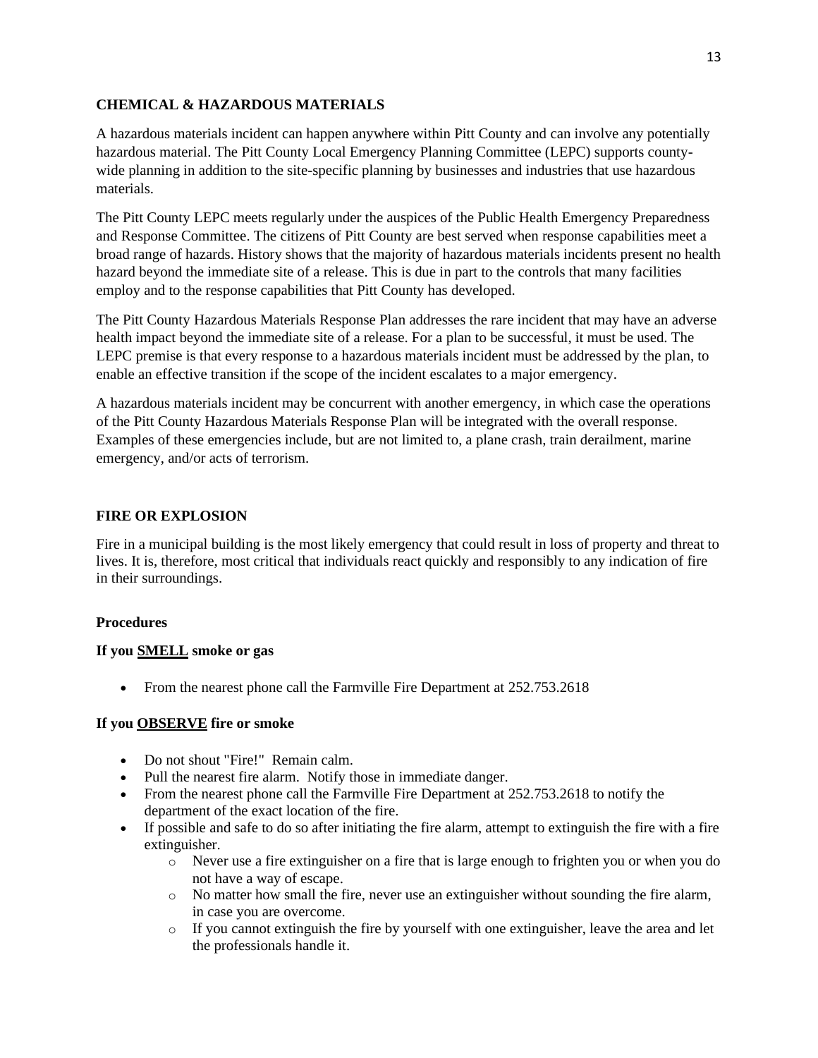## CHEMICAL & HAZARDOUS MATERIALS

A hazardous materials incident can happen anywhere within Pitt County and can involve any potentially hazardous material. The Pitt County Local Emergency Planning Committee (LEPC) supports county-wide planning in addition to the site-specific planning by businesses and industries that use hazardous materials.

The Pitt County LEPC meets regularly under the auspices of the Public Health Emergency Preparedness and Response Committee. The citizens of Pitt County are best served when response capabilities meet a broad range of hazards. History shows that the majority of hazardous materials incidents present no health hazard beyond the immediate site of a release. This is due in part to the controls that many facilities employ and to the response capabilities that Pitt County has developed.

The Pitt County Hazardous Materials Response Plan addresses the rare incident that may have an adverse health impact beyond the immediate site of a release. For a plan to be successful, it must be used. The LEPC premise is that every response to a hazardous materials incident must be addressed by the plan, to enable an effective transition if the scope of the incident escalates to a major emergency.

A hazardous materials incident may be concurrent with another emergency, in which case the operations of the Pitt County Hazardous Materials Response Plan will be integrated with the overall response. Examples of these emergencies include, but are not limited to, a plane crash, train derailment, marine emergency, and/or acts of terrorism.

## FIRE OR EXPLOSION

Fire in a municipal building is the most likely emergency that could result in loss of property and threat to lives. It is, therefore, most critical that individuals react quickly and responsibly to any indication of fire in their surroundings.

### Procedures

**If you <u>SMELL</u> smoke or gas**

- From the nearest phone call the Farmville Fire Department at 252.753.2618

**If you <u>OBSERVE</u> fire or smoke**

- Do not shout "Fire!" Remain calm.
- Pull the nearest fire alarm. Notify those in immediate danger.
- From the nearest phone call the Farmville Fire Department at 252.753.2618 to notify the department of the exact location of the fire.
- If possible and safe to do so after initiating the fire alarm, attempt to extinguish the fire with a fire extinguisher.
  - Never use a fire extinguisher on a fire that is large enough to frighten you or when you do not have a way of escape.
  - No matter how small the fire, never use an extinguisher without sounding the fire alarm, in case you are overcome.
  - If you cannot extinguish the fire by yourself with one extinguisher, leave the area and let the professionals handle it.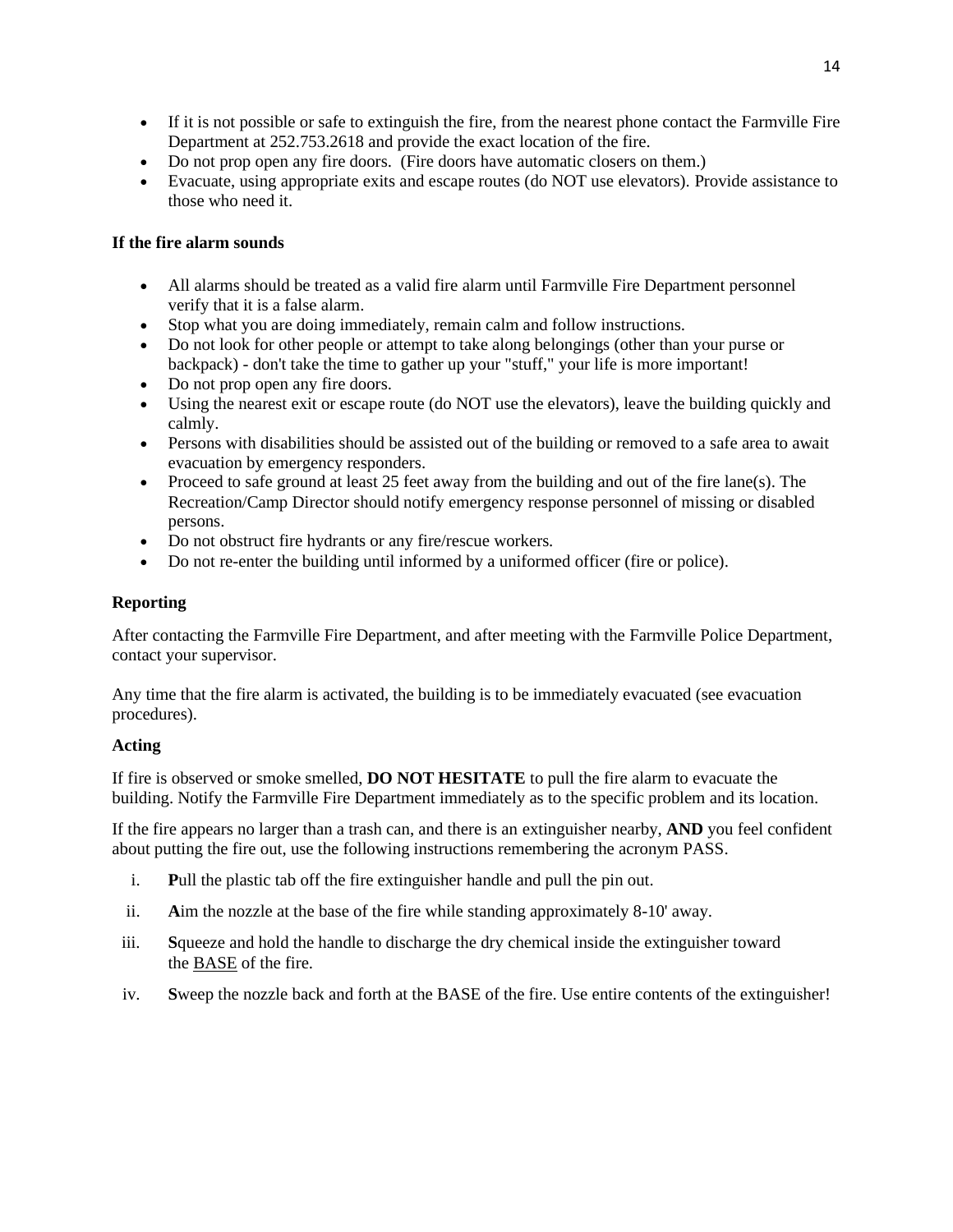- If it is not possible or safe to extinguish the fire, from the nearest phone contact the Farmville Fire Department at 252.753.2618 and provide the exact location of the fire.
- Do not prop open any fire doors.  (Fire doors have automatic closers on them.)
- Evacuate, using appropriate exits and escape routes (do NOT use elevators). Provide assistance to those who need it.

**If the fire alarm sounds**

- All alarms should be treated as a valid fire alarm until Farmville Fire Department personnel verify that it is a false alarm.
- Stop what you are doing immediately, remain calm and follow instructions.
- Do not look for other people or attempt to take along belongings (other than your purse or backpack) - don't take the time to gather up your "stuff," your life is more important!
- Do not prop open any fire doors.
- Using the nearest exit or escape route (do NOT use the elevators), leave the building quickly and calmly.
- Persons with disabilities should be assisted out of the building or removed to a safe area to await evacuation by emergency responders.
- Proceed to safe ground at least 25 feet away from the building and out of the fire lane(s). The Recreation/Camp Director should notify emergency response personnel of missing or disabled persons.
- Do not obstruct fire hydrants or any fire/rescue workers.
- Do not re-enter the building until informed by a uniformed officer (fire or police).

**Reporting**

After contacting the Farmville Fire Department, and after meeting with the Farmville Police Department, contact your supervisor.

Any time that the fire alarm is activated, the building is to be immediately evacuated (see evacuation procedures).

**Acting**

If fire is observed or smoke smelled, **DO NOT HESITATE** to pull the fire alarm to evacuate the building. Notify the Farmville Fire Department immediately as to the specific problem and its location.

If the fire appears no larger than a trash can, and there is an extinguisher nearby, **AND** you feel confident about putting the fire out, use the following instructions remembering the acronym PASS.

i. **P**ull the plastic tab off the fire extinguisher handle and pull the pin out.

ii. **A**im the nozzle at the base of the fire while standing approximately 8-10' away.

iii. **S**queeze and hold the handle to discharge the dry chemical inside the extinguisher toward the BASE of the fire.

iv. **S**weep the nozzle back and forth at the BASE of the fire. Use entire contents of the extinguisher!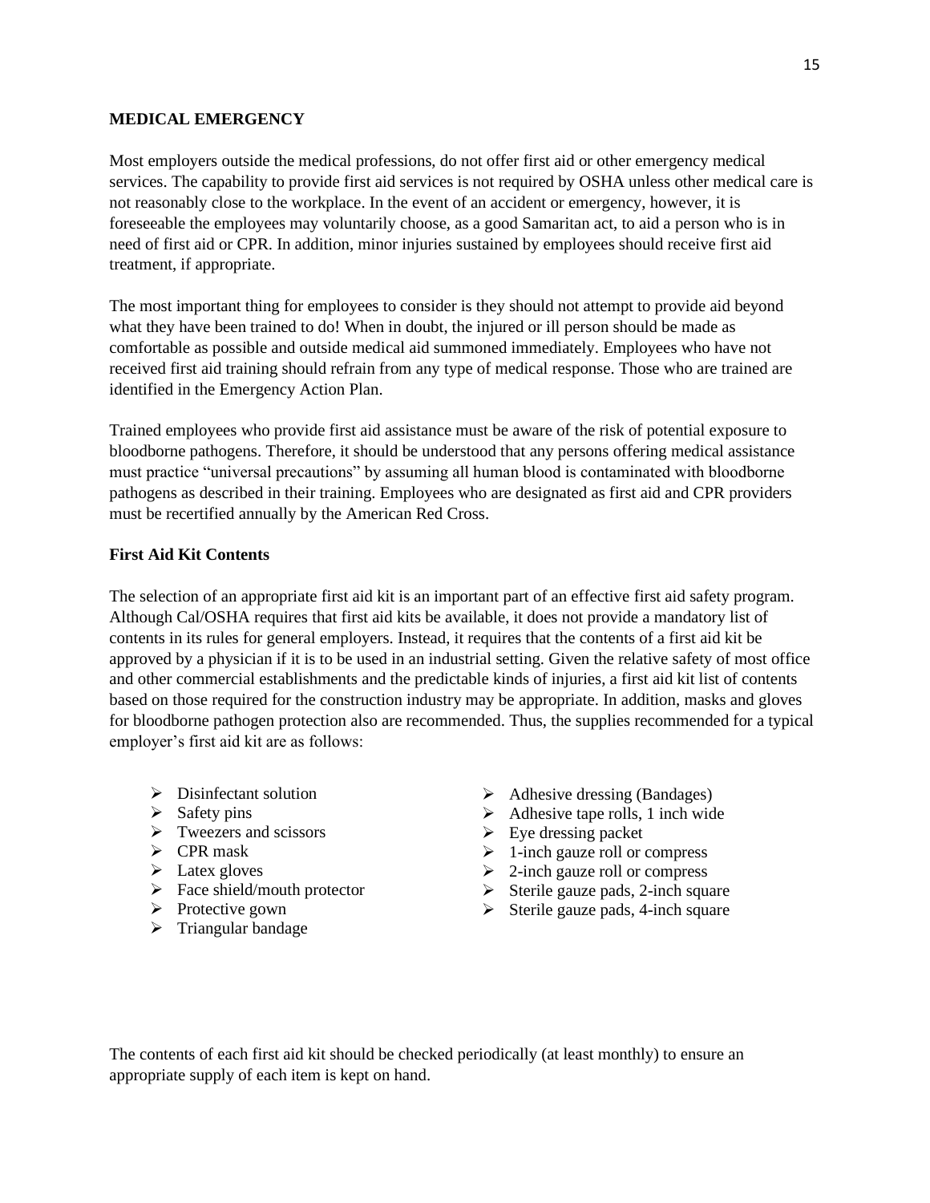## MEDICAL EMERGENCY

Most employers outside the medical professions, do not offer first aid or other emergency medical services. The capability to provide first aid services is not required by OSHA unless other medical care is not reasonably close to the workplace. In the event of an accident or emergency, however, it is foreseeable the employees may voluntarily choose, as a good Samaritan act, to aid a person who is in need of first aid or CPR. In addition, minor injuries sustained by employees should receive first aid treatment, if appropriate.

The most important thing for employees to consider is they should not attempt to provide aid beyond what they have been trained to do! When in doubt, the injured or ill person should be made as comfortable as possible and outside medical aid summoned immediately. Employees who have not received first aid training should refrain from any type of medical response. Those who are trained are identified in the Emergency Action Plan.

Trained employees who provide first aid assistance must be aware of the risk of potential exposure to bloodborne pathogens. Therefore, it should be understood that any persons offering medical assistance must practice "universal precautions" by assuming all human blood is contaminated with bloodborne pathogens as described in their training. Employees who are designated as first aid and CPR providers must be recertified annually by the American Red Cross.

### First Aid Kit Contents

The selection of an appropriate first aid kit is an important part of an effective first aid safety program. Although Cal/OSHA requires that first aid kits be available, it does not provide a mandatory list of contents in its rules for general employers. Instead, it requires that the contents of a first aid kit be approved by a physician if it is to be used in an industrial setting. Given the relative safety of most office and other commercial establishments and the predictable kinds of injuries, a first aid kit list of contents based on those required for the construction industry may be appropriate. In addition, masks and gloves for bloodborne pathogen protection also are recommended. Thus, the supplies recommended for a typical employer's first aid kit are as follows:

- Disinfectant solution
- Safety pins
- Tweezers and scissors
- CPR mask
- Latex gloves
- Face shield/mouth protector
- Protective gown
- Triangular bandage
- Adhesive dressing (Bandages)
- Adhesive tape rolls, 1 inch wide
- Eye dressing packet
- 1-inch gauze roll or compress
- 2-inch gauze roll or compress
- Sterile gauze pads, 2-inch square
- Sterile gauze pads, 4-inch square

The contents of each first aid kit should be checked periodically (at least monthly) to ensure an appropriate supply of each item is kept on hand.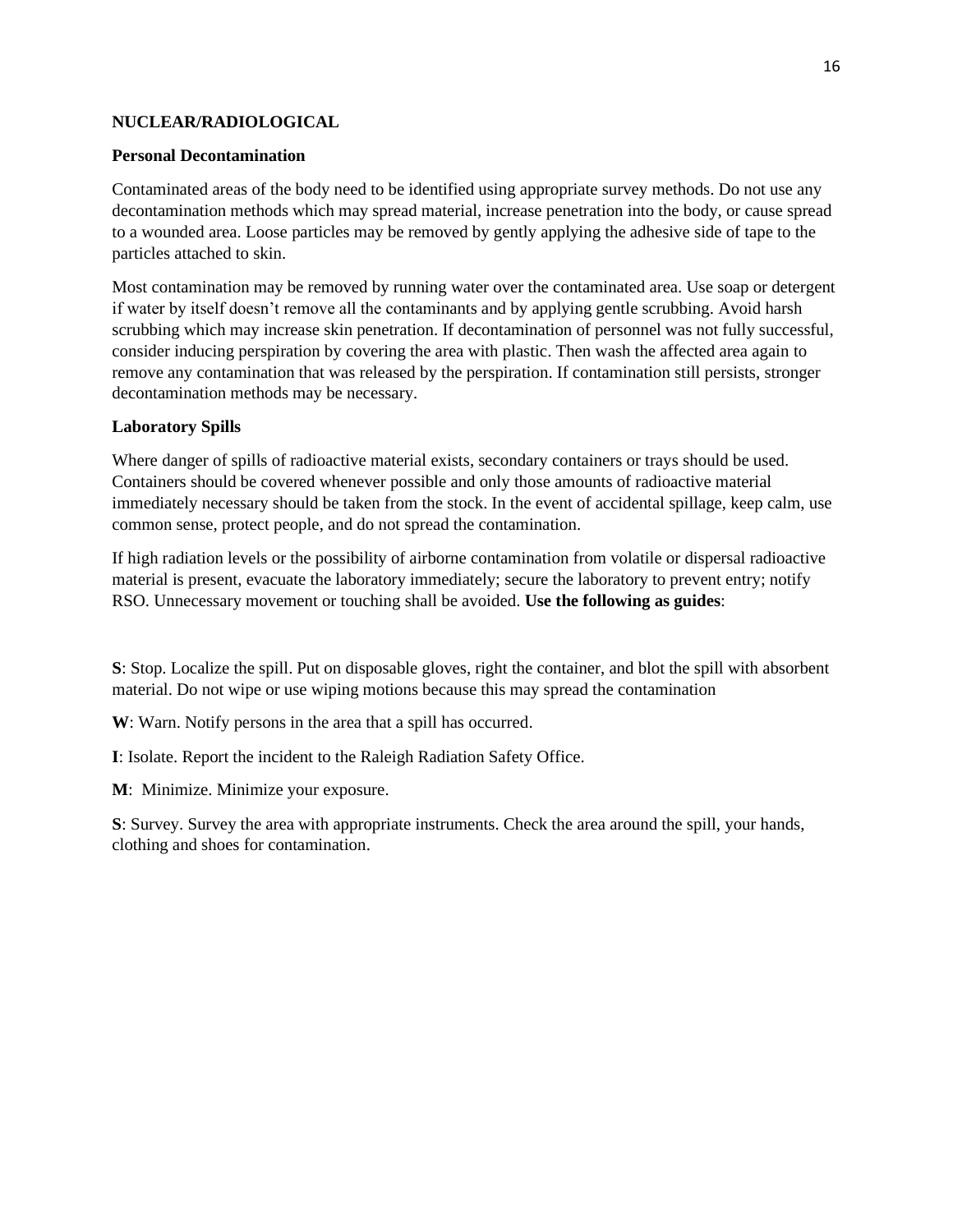**NUCLEAR/RADIOLOGICAL**

**Personal Decontamination**

Contaminated areas of the body need to be identified using appropriate survey methods. Do not use any decontamination methods which may spread material, increase penetration into the body, or cause spread to a wounded area. Loose particles may be removed by gently applying the adhesive side of tape to the particles attached to skin.

Most contamination may be removed by running water over the contaminated area. Use soap or detergent if water by itself doesn't remove all the contaminants and by applying gentle scrubbing. Avoid harsh scrubbing which may increase skin penetration. If decontamination of personnel was not fully successful, consider inducing perspiration by covering the area with plastic. Then wash the affected area again to remove any contamination that was released by the perspiration. If contamination still persists, stronger decontamination methods may be necessary.

**Laboratory Spills**

Where danger of spills of radioactive material exists, secondary containers or trays should be used. Containers should be covered whenever possible and only those amounts of radioactive material immediately necessary should be taken from the stock. In the event of accidental spillage, keep calm, use common sense, protect people, and do not spread the contamination.

If high radiation levels or the possibility of airborne contamination from volatile or dispersal radioactive material is present, evacuate the laboratory immediately; secure the laboratory to prevent entry; notify RSO. Unnecessary movement or touching shall be avoided. **Use the following as guides**:

**S**: Stop. Localize the spill. Put on disposable gloves, right the container, and blot the spill with absorbent material. Do not wipe or use wiping motions because this may spread the contamination

**W**: Warn. Notify persons in the area that a spill has occurred.

**I**: Isolate. Report the incident to the Raleigh Radiation Safety Office.

**M**: Minimize. Minimize your exposure.

**S**: Survey. Survey the area with appropriate instruments. Check the area around the spill, your hands, clothing and shoes for contamination.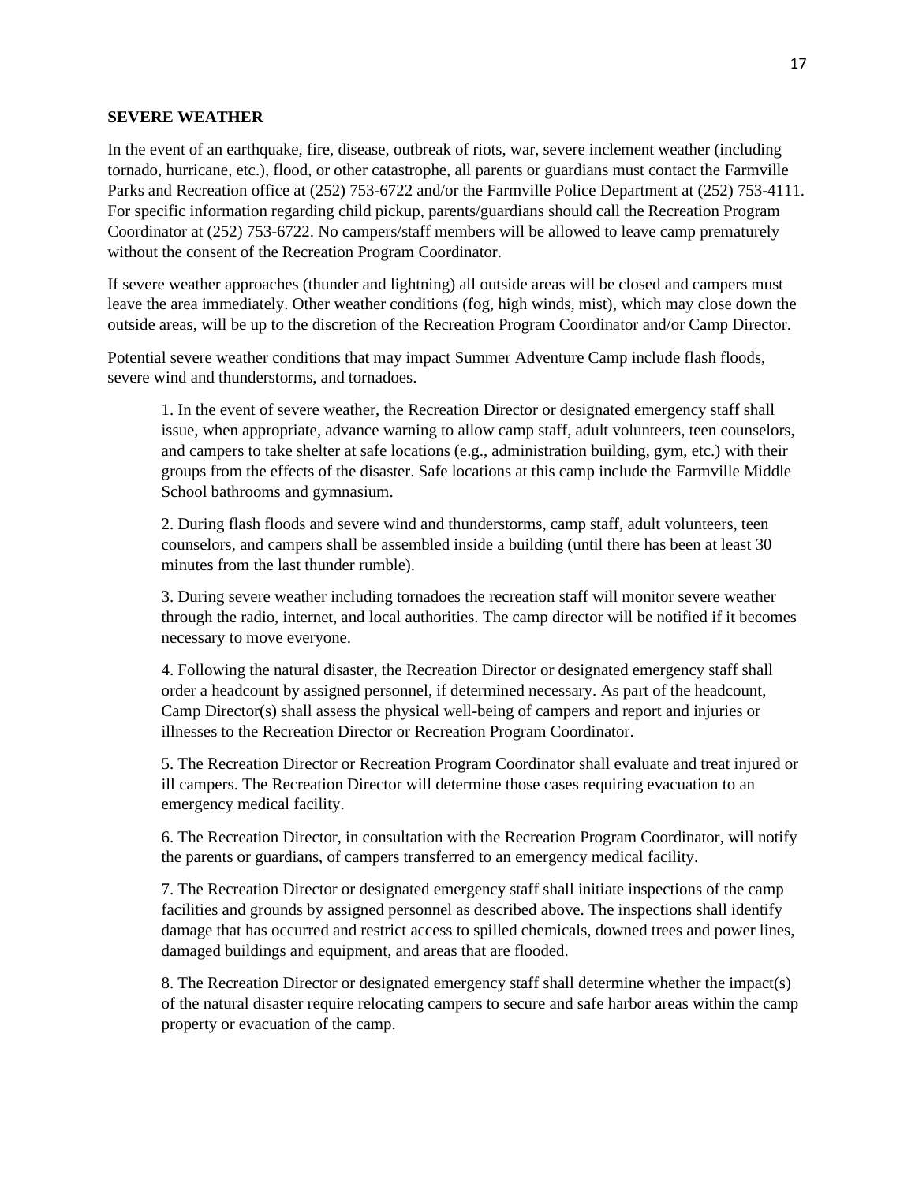**SEVERE WEATHER**

In the event of an earthquake, fire, disease, outbreak of riots, war, severe inclement weather (including tornado, hurricane, etc.), flood, or other catastrophe, all parents or guardians must contact the Farmville Parks and Recreation office at (252) 753-6722 and/or the Farmville Police Department at (252) 753-4111. For specific information regarding child pickup, parents/guardians should call the Recreation Program Coordinator at (252) 753-6722. No campers/staff members will be allowed to leave camp prematurely without the consent of the Recreation Program Coordinator.

If severe weather approaches (thunder and lightning) all outside areas will be closed and campers must leave the area immediately. Other weather conditions (fog, high winds, mist), which may close down the outside areas, will be up to the discretion of the Recreation Program Coordinator and/or Camp Director.

Potential severe weather conditions that may impact Summer Adventure Camp include flash floods, severe wind and thunderstorms, and tornadoes.

1. In the event of severe weather, the Recreation Director or designated emergency staff shall issue, when appropriate, advance warning to allow camp staff, adult volunteers, teen counselors, and campers to take shelter at safe locations (e.g., administration building, gym, etc.) with their groups from the effects of the disaster. Safe locations at this camp include the Farmville Middle School bathrooms and gymnasium.

2. During flash floods and severe wind and thunderstorms, camp staff, adult volunteers, teen counselors, and campers shall be assembled inside a building (until there has been at least 30 minutes from the last thunder rumble).

3. During severe weather including tornadoes the recreation staff will monitor severe weather through the radio, internet, and local authorities. The camp director will be notified if it becomes necessary to move everyone.

4. Following the natural disaster, the Recreation Director or designated emergency staff shall order a headcount by assigned personnel, if determined necessary. As part of the headcount, Camp Director(s) shall assess the physical well-being of campers and report and injuries or illnesses to the Recreation Director or Recreation Program Coordinator.

5. The Recreation Director or Recreation Program Coordinator shall evaluate and treat injured or ill campers. The Recreation Director will determine those cases requiring evacuation to an emergency medical facility.

6. The Recreation Director, in consultation with the Recreation Program Coordinator, will notify the parents or guardians, of campers transferred to an emergency medical facility.

7. The Recreation Director or designated emergency staff shall initiate inspections of the camp facilities and grounds by assigned personnel as described above. The inspections shall identify damage that has occurred and restrict access to spilled chemicals, downed trees and power lines, damaged buildings and equipment, and areas that are flooded.

8. The Recreation Director or designated emergency staff shall determine whether the impact(s) of the natural disaster require relocating campers to secure and safe harbor areas within the camp property or evacuation of the camp.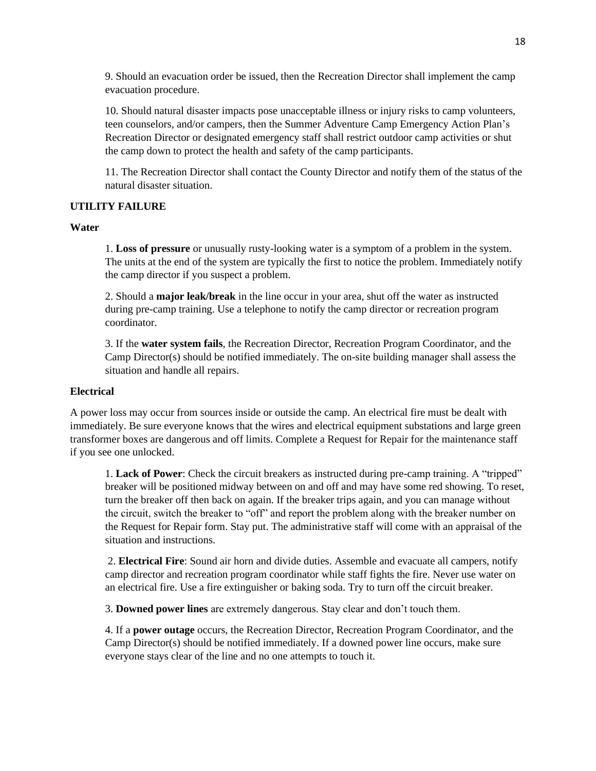9. Should an evacuation order be issued, then the Recreation Director shall implement the camp evacuation procedure.

10. Should natural disaster impacts pose unacceptable illness or injury risks to camp volunteers, teen counselors, and/or campers, then the Summer Adventure Camp Emergency Action Plan's Recreation Director or designated emergency staff shall restrict outdoor camp activities or shut the camp down to protect the health and safety of the camp participants.

11. The Recreation Director shall contact the County Director and notify them of the status of the natural disaster situation.

## UTILITY FAILURE

### Water

1. **Loss of pressure** or unusually rusty-looking water is a symptom of a problem in the system. The units at the end of the system are typically the first to notice the problem. Immediately notify the camp director if you suspect a problem.

2. Should a **major leak/break** in the line occur in your area, shut off the water as instructed during pre-camp training. Use a telephone to notify the camp director or recreation program coordinator.

3. If the **water system fails**, the Recreation Director, Recreation Program Coordinator, and the Camp Director(s) should be notified immediately. The on-site building manager shall assess the situation and handle all repairs.

### Electrical

A power loss may occur from sources inside or outside the camp. An electrical fire must be dealt with immediately. Be sure everyone knows that the wires and electrical equipment substations and large green transformer boxes are dangerous and off limits. Complete a Request for Repair for the maintenance staff if you see one unlocked.

1. **Lack of Power**: Check the circuit breakers as instructed during pre-camp training. A "tripped" breaker will be positioned midway between on and off and may have some red showing. To reset, turn the breaker off then back on again. If the breaker trips again, and you can manage without the circuit, switch the breaker to "off" and report the problem along with the breaker number on the Request for Repair form. Stay put. The administrative staff will come with an appraisal of the situation and instructions.

2. **Electrical Fire**: Sound air horn and divide duties. Assemble and evacuate all campers, notify camp director and recreation program coordinator while staff fights the fire. Never use water on an electrical fire. Use a fire extinguisher or baking soda. Try to turn off the circuit breaker.

3. **Downed power lines** are extremely dangerous. Stay clear and don't touch them.

4. If a **power outage** occurs, the Recreation Director, Recreation Program Coordinator, and the Camp Director(s) should be notified immediately. If a downed power line occurs, make sure everyone stays clear of the line and no one attempts to touch it.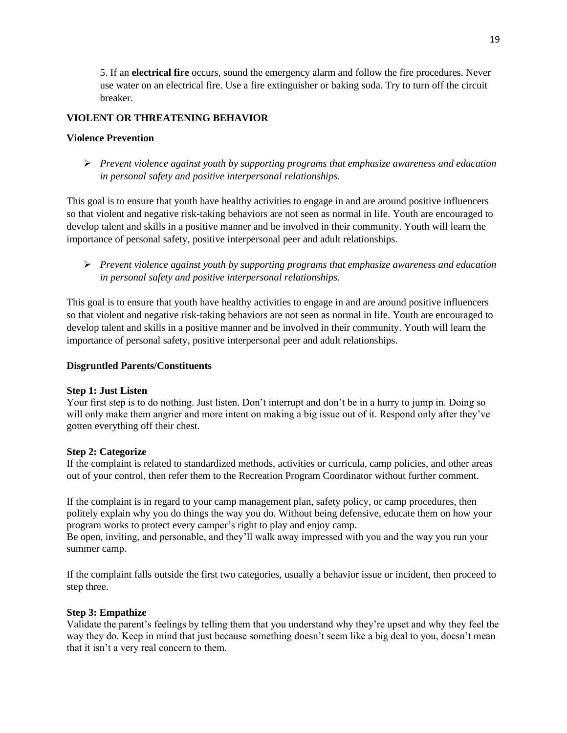5. If an **electrical fire** occurs, sound the emergency alarm and follow the fire procedures. Never use water on an electrical fire. Use a fire extinguisher or baking soda. Try to turn off the circuit breaker.

## VIOLENT OR THREATENING BEHAVIOR

### Violence Prevention

- *Prevent violence against youth by supporting programs that emphasize awareness and education in personal safety and positive interpersonal relationships.*

This goal is to ensure that youth have healthy activities to engage in and are around positive influencers so that violent and negative risk-taking behaviors are not seen as normal in life. Youth are encouraged to develop talent and skills in a positive manner and be involved in their community. Youth will learn the importance of personal safety, positive interpersonal peer and adult relationships.

- *Prevent violence against youth by supporting programs that emphasize awareness and education in personal safety and positive interpersonal relationships.*

This goal is to ensure that youth have healthy activities to engage in and are around positive influencers so that violent and negative risk-taking behaviors are not seen as normal in life. Youth are encouraged to develop talent and skills in a positive manner and be involved in their community. Youth will learn the importance of personal safety, positive interpersonal peer and adult relationships.

### Disgruntled Parents/Constituents

**Step 1: Just Listen**
Your first step is to do nothing. Just listen. Don't interrupt and don't be in a hurry to jump in. Doing so will only make them angrier and more intent on making a big issue out of it. Respond only after they've gotten everything off their chest.

**Step 2: Categorize**
If the complaint is related to standardized methods, activities or curricula, camp policies, and other areas out of your control, then refer them to the Recreation Program Coordinator without further comment.

If the complaint is in regard to your camp management plan, safety policy, or camp procedures, then politely explain why you do things the way you do. Without being defensive, educate them on how your program works to protect every camper's right to play and enjoy camp.
Be open, inviting, and personable, and they'll walk away impressed with you and the way you run your summer camp.

If the complaint falls outside the first two categories, usually a behavior issue or incident, then proceed to step three.

**Step 3: Empathize**
Validate the parent's feelings by telling them that you understand why they're upset and why they feel the way they do. Keep in mind that just because something doesn't seem like a big deal to you, doesn't mean that it isn't a very real concern to them.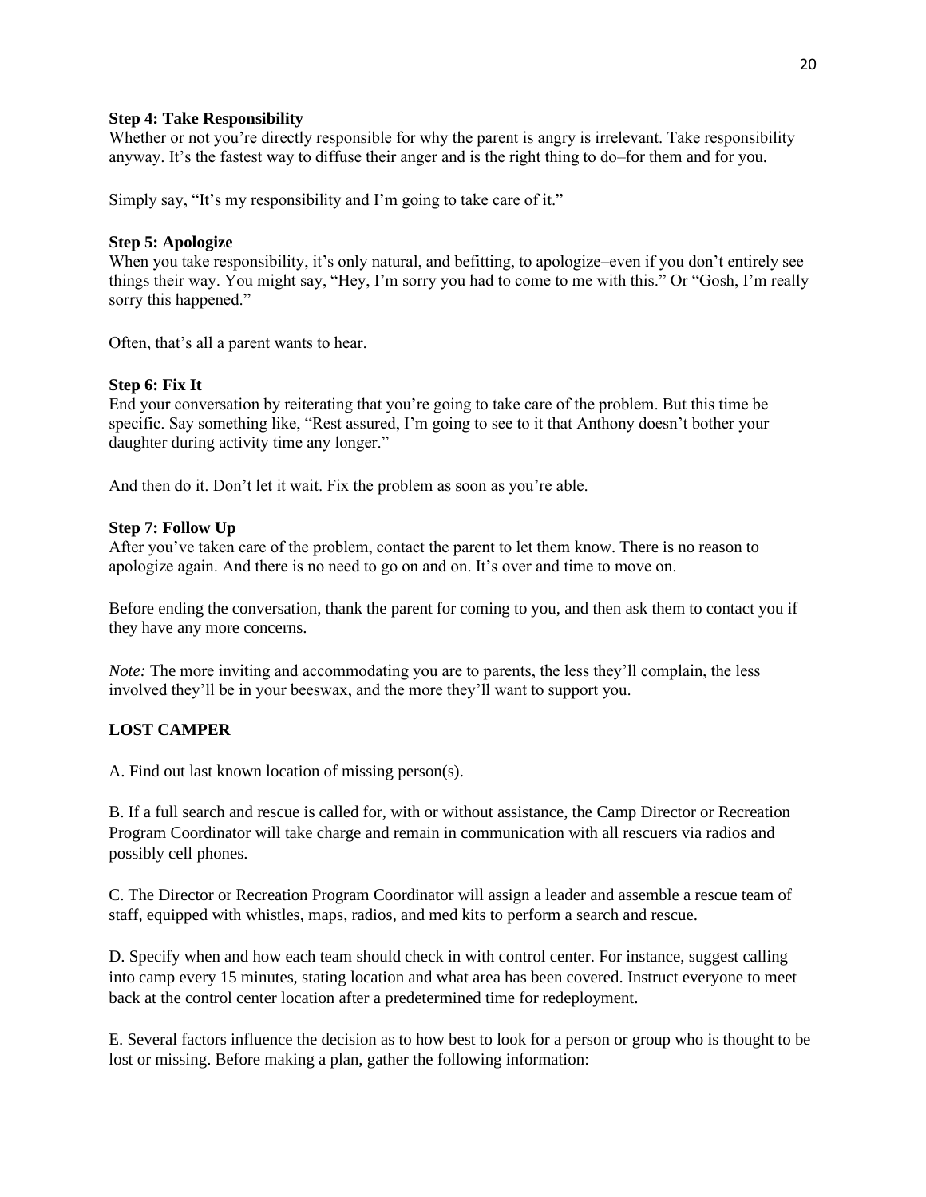**Step 4: Take Responsibility**

Whether or not you're directly responsible for why the parent is angry is irrelevant. Take responsibility anyway. It's the fastest way to diffuse their anger and is the right thing to do–for them and for you.

Simply say, "It's my responsibility and I'm going to take care of it."

**Step 5: Apologize**

When you take responsibility, it's only natural, and befitting, to apologize–even if you don't entirely see things their way. You might say, "Hey, I'm sorry you had to come to me with this." Or "Gosh, I'm really sorry this happened."

Often, that's all a parent wants to hear.

**Step 6: Fix It**

End your conversation by reiterating that you're going to take care of the problem. But this time be specific. Say something like, "Rest assured, I'm going to see to it that Anthony doesn't bother your daughter during activity time any longer."

And then do it. Don't let it wait. Fix the problem as soon as you're able.

**Step 7: Follow Up**

After you've taken care of the problem, contact the parent to let them know. There is no reason to apologize again. And there is no need to go on and on. It's over and time to move on.

Before ending the conversation, thank the parent for coming to you, and then ask them to contact you if they have any more concerns.

*Note:* The more inviting and accommodating you are to parents, the less they'll complain, the less involved they'll be in your beeswax, and the more they'll want to support you.

**LOST CAMPER**

A. Find out last known location of missing person(s).

B. If a full search and rescue is called for, with or without assistance, the Camp Director or Recreation Program Coordinator will take charge and remain in communication with all rescuers via radios and possibly cell phones.

C. The Director or Recreation Program Coordinator will assign a leader and assemble a rescue team of staff, equipped with whistles, maps, radios, and med kits to perform a search and rescue.

D. Specify when and how each team should check in with control center. For instance, suggest calling into camp every 15 minutes, stating location and what area has been covered. Instruct everyone to meet back at the control center location after a predetermined time for redeployment.

E. Several factors influence the decision as to how best to look for a person or group who is thought to be lost or missing. Before making a plan, gather the following information: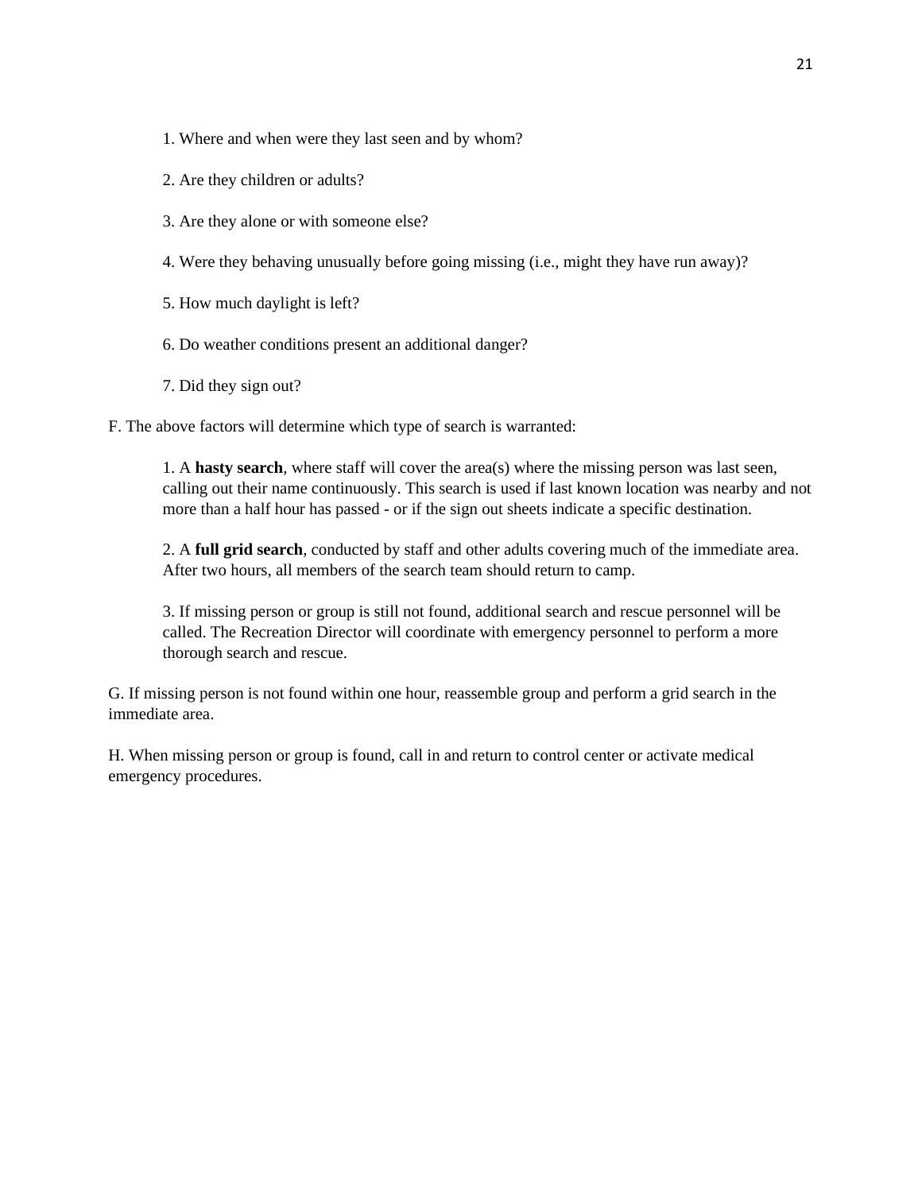1. Where and when were they last seen and by whom?

2. Are they children or adults?

3. Are they alone or with someone else?

4. Were they behaving unusually before going missing (i.e., might they have run away)?

5. How much daylight is left?

6. Do weather conditions present an additional danger?

7. Did they sign out?

F. The above factors will determine which type of search is warranted:

1. A **hasty search**, where staff will cover the area(s) where the missing person was last seen, calling out their name continuously. This search is used if last known location was nearby and not more than a half hour has passed - or if the sign out sheets indicate a specific destination.

2. A **full grid search**, conducted by staff and other adults covering much of the immediate area. After two hours, all members of the search team should return to camp.

3. If missing person or group is still not found, additional search and rescue personnel will be called. The Recreation Director will coordinate with emergency personnel to perform a more thorough search and rescue.

G. If missing person is not found within one hour, reassemble group and perform a grid search in the immediate area.

H. When missing person or group is found, call in and return to control center or activate medical emergency procedures.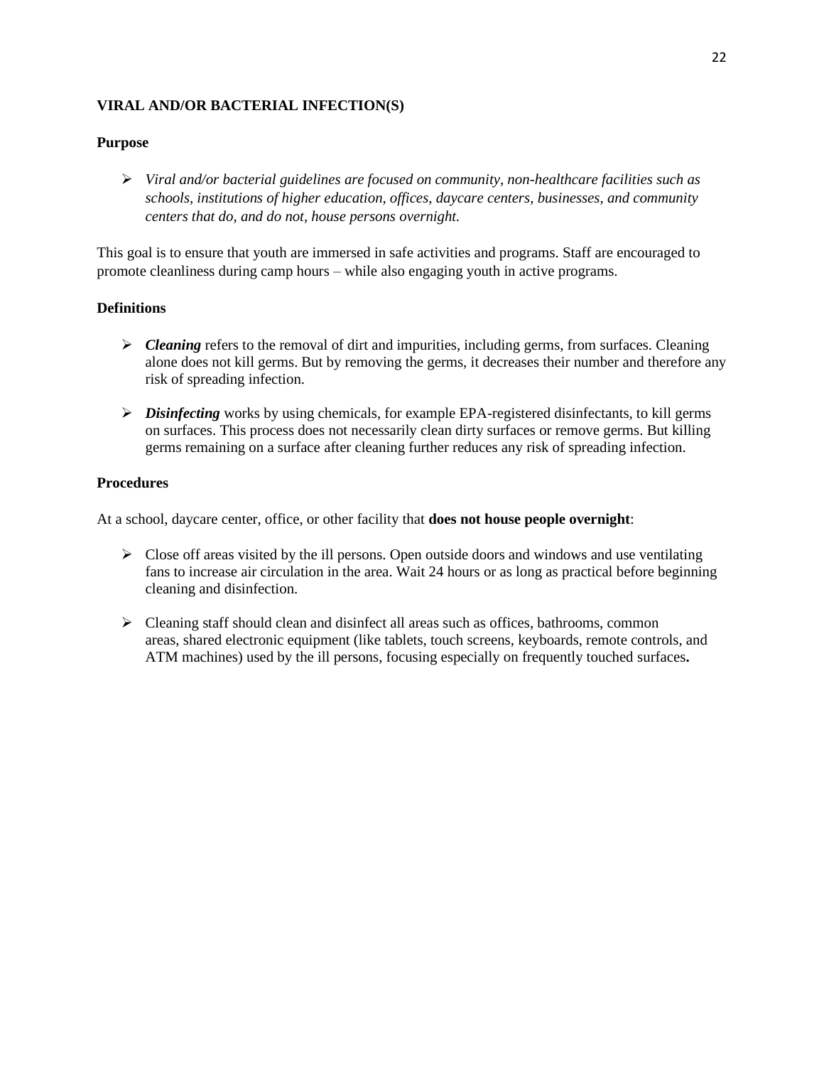## VIRAL AND/OR BACTERIAL INFECTION(S)

### Purpose

- *Viral and/or bacterial guidelines are focused on community, non-healthcare facilities such as schools, institutions of higher education, offices, daycare centers, businesses, and community centers that do, and do not, house persons overnight.*

This goal is to ensure that youth are immersed in safe activities and programs. Staff are encouraged to promote cleanliness during camp hours – while also engaging youth in active programs.

### Definitions

- ***Cleaning*** refers to the removal of dirt and impurities, including germs, from surfaces. Cleaning alone does not kill germs. But by removing the germs, it decreases their number and therefore any risk of spreading infection.

- ***Disinfecting*** works by using chemicals, for example EPA-registered disinfectants, to kill germs on surfaces. This process does not necessarily clean dirty surfaces or remove germs. But killing germs remaining on a surface after cleaning further reduces any risk of spreading infection.

### Procedures

At a school, daycare center, office, or other facility that **does not house people overnight**:

- Close off areas visited by the ill persons. Open outside doors and windows and use ventilating fans to increase air circulation in the area. Wait 24 hours or as long as practical before beginning cleaning and disinfection.

- Cleaning staff should clean and disinfect all areas such as offices, bathrooms, common areas, shared electronic equipment (like tablets, touch screens, keyboards, remote controls, and ATM machines) used by the ill persons, focusing especially on frequently touched surfaces**.**